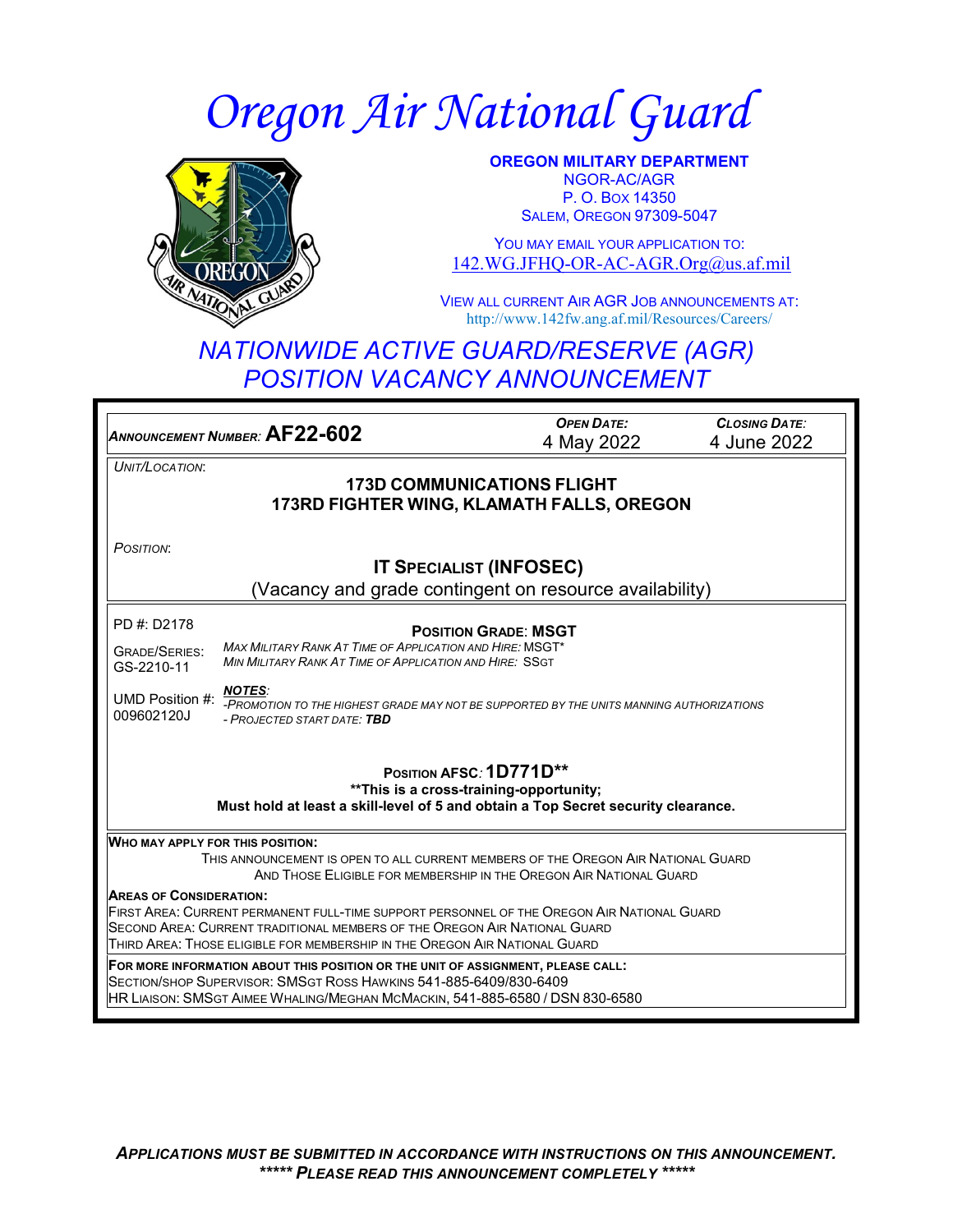# Oregon Air National Guard

**OREGON MILITARY DEPARTMENT**
NGOR-AC/AGR
P. O. Box 14350
Salem, Oregon 97309-5047

You may email your application to:
142.WG.JFHQ-OR-AC-AGR.Org@us.af.mil

View all current Air AGR Job announcements at:
http://www.142fw.ang.af.mil/Resources/Careers/

## NATIONWIDE ACTIVE GUARD/RESERVE (AGR) POSITION VACANCY ANNOUNCEMENT

| *Announcement Number:* **AF22-602** | *Open Date:* 4 May 2022 | *Closing Date:* 4 June 2022 |
|---|---|---|

*Unit/Location:*

**173D COMMUNICATIONS FLIGHT**
**173RD FIGHTER WING, KLAMATH FALLS, OREGON**

*Position:*

**IT Specialist (INFOSEC)**
(Vacancy and grade contingent on resource availability)

PD #: D2178

Grade/Series: GS-2210-11

UMD Position #: 009602120J

**Position Grade: MSGT**

*Max Military Rank At Time of Application and Hire:* MSGT*
*Min Military Rank At Time of Application and Hire:* SSgt

***NOTES:***
*-Promotion to the highest grade may not be supported by the units manning authorizations*
*- Projected start date:* ***TBD***

**Position AFSC: 1D771D****
****This is a cross-training-opportunity;**
**Must hold at least a skill-level of 5 and obtain a Top Secret security clearance.**

**Who may apply for this position:**
This announcement is open to all current members of the Oregon Air National Guard and those Eligible for membership in the Oregon Air National Guard

**Areas of Consideration:**
First Area: Current permanent full-time support personnel of the Oregon Air National Guard
Second Area: Current traditional members of the Oregon Air National Guard
Third Area: Those eligible for membership in the Oregon Air National Guard

**For more information about this position or the unit of assignment, please call:**
Section/shop Supervisor: SMSgt Ross Hawkins 541-885-6409/830-6409
HR Liaison: SMSgt Aimee Whaling/Meghan McMackin, 541-885-6580 / DSN 830-6580

***Applications must be submitted in accordance with instructions on this announcement.***
***\*\*\*\*\* Please read this announcement completely \*\*\*\*\****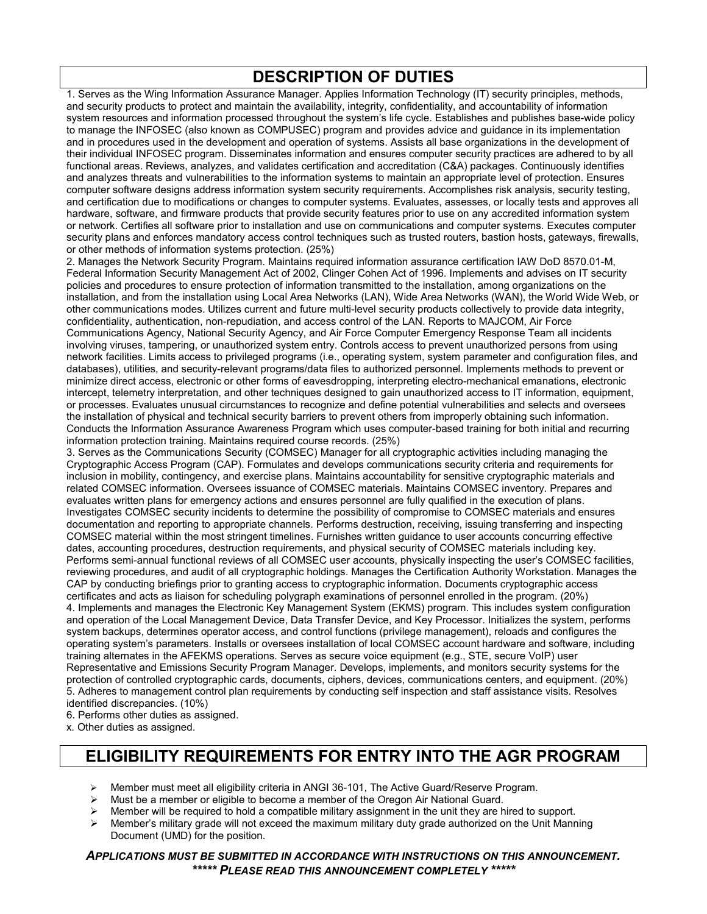## DESCRIPTION OF DUTIES

1. Serves as the Wing Information Assurance Manager. Applies Information Technology (IT) security principles, methods, and security products to protect and maintain the availability, integrity, confidentiality, and accountability of information system resources and information processed throughout the system's life cycle. Establishes and publishes base-wide policy to manage the INFOSEC (also known as COMPUSEC) program and provides advice and guidance in its implementation and in procedures used in the development and operation of systems. Assists all base organizations in the development of their individual INFOSEC program. Disseminates information and ensures computer security practices are adhered to by all functional areas. Reviews, analyzes, and validates certification and accreditation (C&A) packages. Continuously identifies and analyzes threats and vulnerabilities to the information systems to maintain an appropriate level of protection. Ensures computer software designs address information system security requirements. Accomplishes risk analysis, security testing, and certification due to modifications or changes to computer systems. Evaluates, assesses, or locally tests and approves all hardware, software, and firmware products that provide security features prior to use on any accredited information system or network. Certifies all software prior to installation and use on communications and computer systems. Executes computer security plans and enforces mandatory access control techniques such as trusted routers, bastion hosts, gateways, firewalls, or other methods of information systems protection. (25%)
2. Manages the Network Security Program. Maintains required information assurance certification IAW DoD 8570.01-M, Federal Information Security Management Act of 2002, Clinger Cohen Act of 1996. Implements and advises on IT security policies and procedures to ensure protection of information transmitted to the installation, among organizations on the installation, and from the installation using Local Area Networks (LAN), Wide Area Networks (WAN), the World Wide Web, or other communications modes. Utilizes current and future multi-level security products collectively to provide data integrity, confidentiality, authentication, non-repudiation, and access control of the LAN. Reports to MAJCOM, Air Force Communications Agency, National Security Agency, and Air Force Computer Emergency Response Team all incidents involving viruses, tampering, or unauthorized system entry. Controls access to prevent unauthorized persons from using network facilities. Limits access to privileged programs (i.e., operating system, system parameter and configuration files, and databases), utilities, and security-relevant programs/data files to authorized personnel. Implements methods to prevent or minimize direct access, electronic or other forms of eavesdropping, interpreting electro-mechanical emanations, electronic intercept, telemetry interpretation, and other techniques designed to gain unauthorized access to IT information, equipment, or processes. Evaluates unusual circumstances to recognize and define potential vulnerabilities and selects and oversees the installation of physical and technical security barriers to prevent others from improperly obtaining such information. Conducts the Information Assurance Awareness Program which uses computer-based training for both initial and recurring information protection training. Maintains required course records. (25%)
3. Serves as the Communications Security (COMSEC) Manager for all cryptographic activities including managing the Cryptographic Access Program (CAP). Formulates and develops communications security criteria and requirements for inclusion in mobility, contingency, and exercise plans. Maintains accountability for sensitive cryptographic materials and related COMSEC information. Oversees issuance of COMSEC materials. Maintains COMSEC inventory. Prepares and evaluates written plans for emergency actions and ensures personnel are fully qualified in the execution of plans. Investigates COMSEC security incidents to determine the possibility of compromise to COMSEC materials and ensures documentation and reporting to appropriate channels. Performs destruction, receiving, issuing transferring and inspecting COMSEC material within the most stringent timelines. Furnishes written guidance to user accounts concurring effective dates, accounting procedures, destruction requirements, and physical security of COMSEC materials including key. Performs semi-annual functional reviews of all COMSEC user accounts, physically inspecting the user's COMSEC facilities, reviewing procedures, and audit of all cryptographic holdings. Manages the Certification Authority Workstation. Manages the CAP by conducting briefings prior to granting access to cryptographic information. Documents cryptographic access certificates and acts as liaison for scheduling polygraph examinations of personnel enrolled in the program. (20%)
4. Implements and manages the Electronic Key Management System (EKMS) program. This includes system configuration and operation of the Local Management Device, Data Transfer Device, and Key Processor. Initializes the system, performs system backups, determines operator access, and control functions (privilege management), reloads and configures the operating system's parameters. Installs or oversees installation of local COMSEC account hardware and software, including training alternates in the AFEKMS operations. Serves as secure voice equipment (e.g., STE, secure VoIP) user Representative and Emissions Security Program Manager. Develops, implements, and monitors security systems for the protection of controlled cryptographic cards, documents, ciphers, devices, communications centers, and equipment. (20%)
5. Adheres to management control plan requirements by conducting self inspection and staff assistance visits. Resolves identified discrepancies. (10%)
6. Performs other duties as assigned.

x. Other duties as assigned.

## ELIGIBILITY REQUIREMENTS FOR ENTRY INTO THE AGR PROGRAM

- Member must meet all eligibility criteria in ANGI 36-101, The Active Guard/Reserve Program.
- Must be a member or eligible to become a member of the Oregon Air National Guard.
- Member will be required to hold a compatible military assignment in the unit they are hired to support.
- Member's military grade will not exceed the maximum military duty grade authorized on the Unit Manning Document (UMD) for the position.

***APPLICATIONS MUST BE SUBMITTED IN ACCORDANCE WITH INSTRUCTIONS ON THIS ANNOUNCEMENT.***
***\*\*\*\*\* PLEASE READ THIS ANNOUNCEMENT COMPLETELY \*\*\*\*\****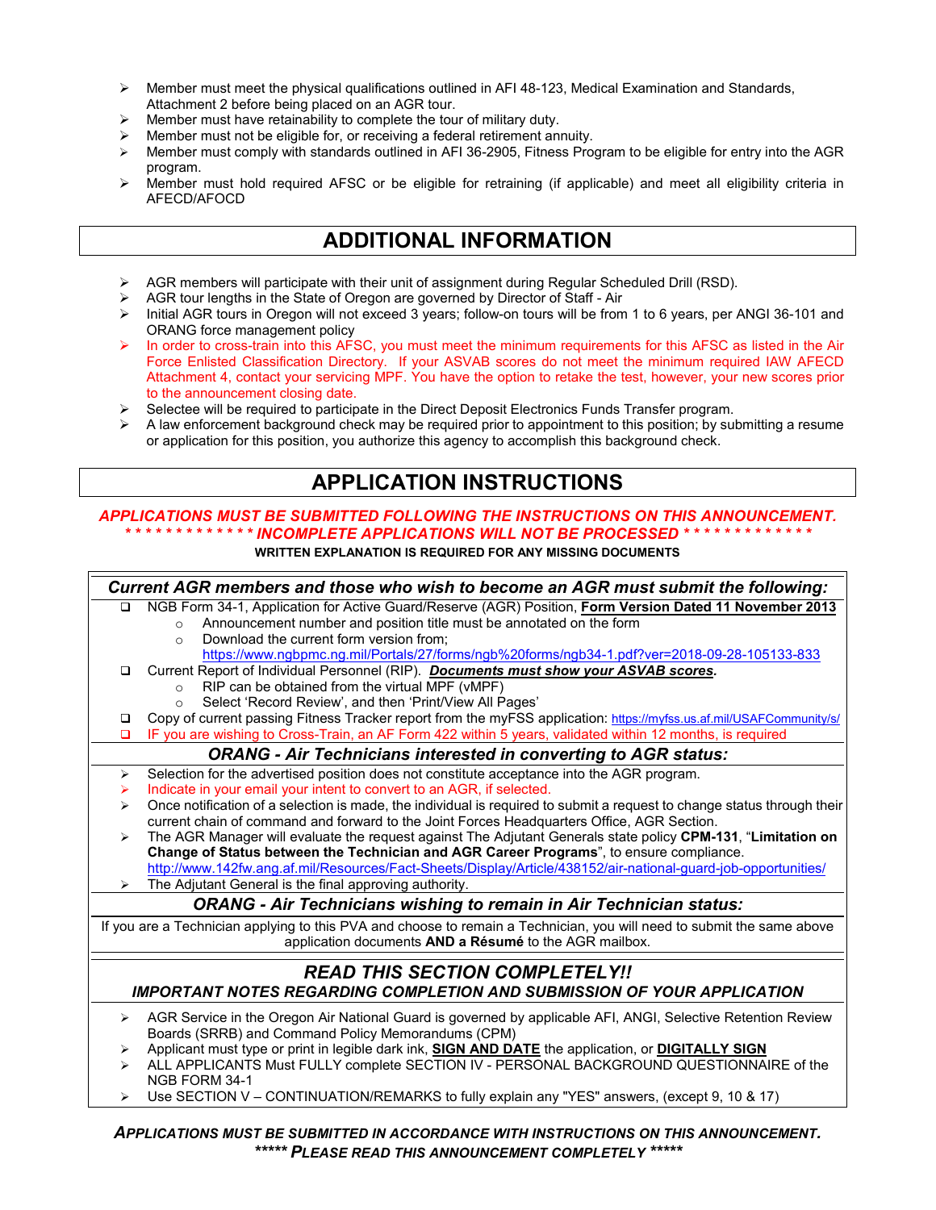- Member must meet the physical qualifications outlined in AFI 48-123, Medical Examination and Standards, Attachment 2 before being placed on an AGR tour.
- Member must have retainability to complete the tour of military duty.
- Member must not be eligible for, or receiving a federal retirement annuity.
- Member must comply with standards outlined in AFI 36-2905, Fitness Program to be eligible for entry into the AGR program.
- Member must hold required AFSC or be eligible for retraining (if applicable) and meet all eligibility criteria in AFECD/AFOCD

## ADDITIONAL INFORMATION

- AGR members will participate with their unit of assignment during Regular Scheduled Drill (RSD).
- AGR tour lengths in the State of Oregon are governed by Director of Staff - Air
- Initial AGR tours in Oregon will not exceed 3 years; follow-on tours will be from 1 to 6 years, per ANGI 36-101 and ORANG force management policy
- In order to cross-train into this AFSC, you must meet the minimum requirements for this AFSC as listed in the Air Force Enlisted Classification Directory. If your ASVAB scores do not meet the minimum required IAW AFECD Attachment 4, contact your servicing MPF. You have the option to retake the test, however, your new scores prior to the announcement closing date.
- Selectee will be required to participate in the Direct Deposit Electronics Funds Transfer program.
- A law enforcement background check may be required prior to appointment to this position; by submitting a resume or application for this position, you authorize this agency to accomplish this background check.

## APPLICATION INSTRUCTIONS

***APPLICATIONS MUST BE SUBMITTED FOLLOWING THE INSTRUCTIONS ON THIS ANNOUNCEMENT.***
***\* \* \* \* \* \* \* \* \* \* \* \* \* INCOMPLETE APPLICATIONS WILL NOT BE PROCESSED \* \* \* \* \* \* \* \* \* \* \* \* \****

**WRITTEN EXPLANATION IS REQUIRED FOR ANY MISSING DOCUMENTS**

### *Current AGR members and those who wish to become an AGR must submit the following:*

- ❑ NGB Form 34-1, Application for Active Guard/Reserve (AGR) Position, **Form Version Dated 11 November 2013**
  - Announcement number and position title must be annotated on the form
  - Download the current form version from; https://www.ngbpmc.ng.mil/Portals/27/forms/ngb%20forms/ngb34-1.pdf?ver=2018-09-28-105133-833
- ❑ Current Report of Individual Personnel (RIP). ***Documents must show your ASVAB scores.***
  - RIP can be obtained from the virtual MPF (vMPF)
  - Select 'Record Review', and then 'Print/View All Pages'
- ❑ Copy of current passing Fitness Tracker report from the myFSS application: https://myfss.us.af.mil/USAFCommunity/s/
- ❑ IF you are wishing to Cross-Train, an AF Form 422 within 5 years, validated within 12 months, is required

### *ORANG - Air Technicians interested in converting to AGR status:*

- Selection for the advertised position does not constitute acceptance into the AGR program.
- Indicate in your email your intent to convert to an AGR, if selected.
- Once notification of a selection is made, the individual is required to submit a request to change status through their current chain of command and forward to the Joint Forces Headquarters Office, AGR Section.
- The AGR Manager will evaluate the request against The Adjutant Generals state policy **CPM-131**, "**Limitation on Change of Status between the Technician and AGR Career Programs**", to ensure compliance. http://www.142fw.ang.af.mil/Resources/Fact-Sheets/Display/Article/438152/air-national-guard-job-opportunities/
- The Adjutant General is the final approving authority.

### *ORANG - Air Technicians wishing to remain in Air Technician status:*

If you are a Technician applying to this PVA and choose to remain a Technician, you will need to submit the same above application documents **AND a Résumé** to the AGR mailbox.

### *READ THIS SECTION COMPLETELY!!*
#### *IMPORTANT NOTES REGARDING COMPLETION AND SUBMISSION OF YOUR APPLICATION*

- AGR Service in the Oregon Air National Guard is governed by applicable AFI, ANGI, Selective Retention Review Boards (SRRB) and Command Policy Memorandums (CPM)
- Applicant must type or print in legible dark ink, **SIGN AND DATE** the application, or **DIGITALLY SIGN**
- ALL APPLICANTS Must FULLY complete SECTION IV - PERSONAL BACKGROUND QUESTIONNAIRE of the NGB FORM 34-1
- Use SECTION V – CONTINUATION/REMARKS to fully explain any "YES" answers, (except 9, 10 & 17)

***APPLICATIONS MUST BE SUBMITTED IN ACCORDANCE WITH INSTRUCTIONS ON THIS ANNOUNCEMENT.***
***\*\*\*\*\* PLEASE READ THIS ANNOUNCEMENT COMPLETELY \*\*\*\*\****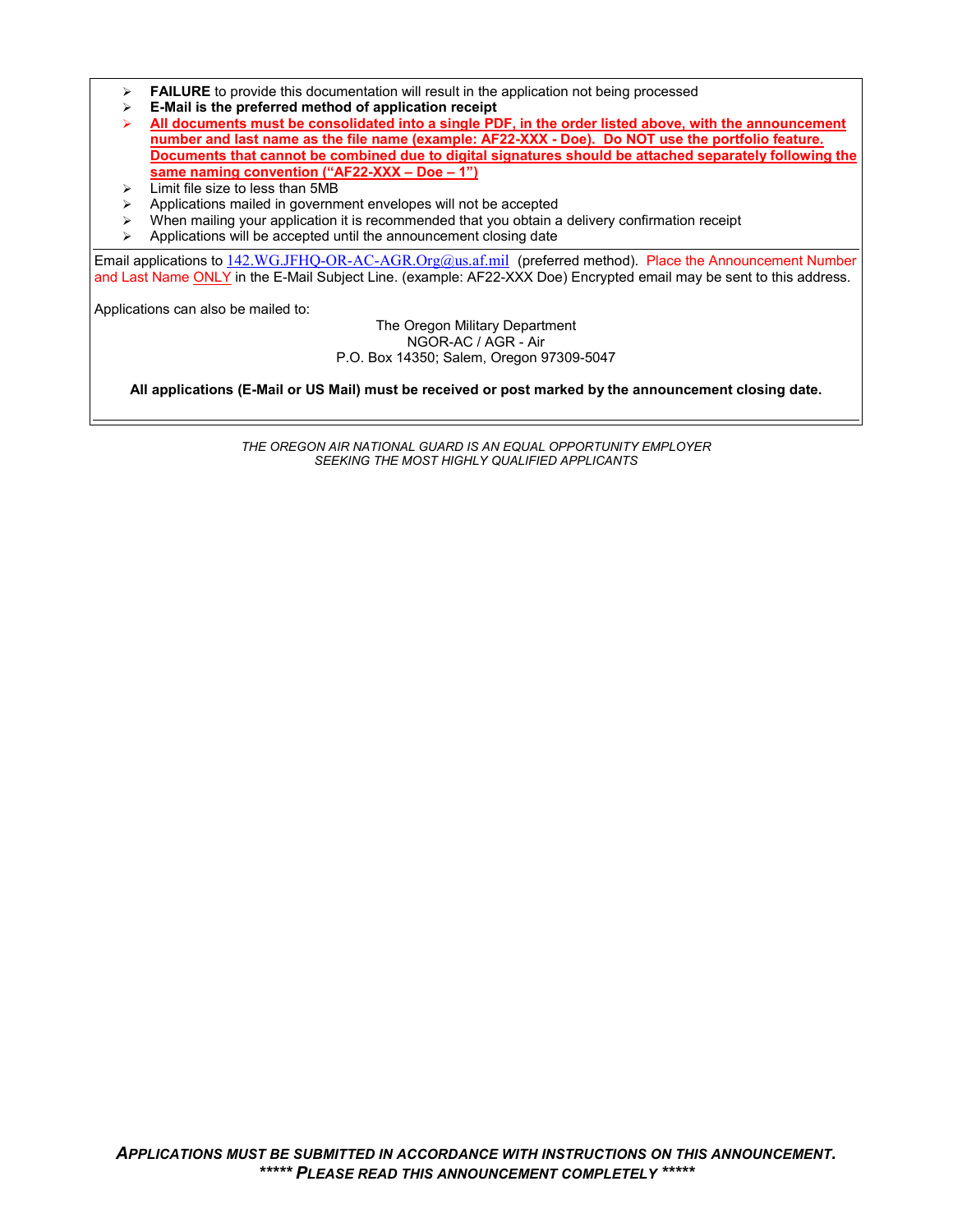- **FAILURE** to provide this documentation will result in the application not being processed
- **E-Mail is the preferred method of application receipt**
- **All documents must be consolidated into a single PDF, in the order listed above, with the announcement number and last name as the file name (example: AF22-XXX - Doe). Do NOT use the portfolio feature. Documents that cannot be combined due to digital signatures should be attached separately following the same naming convention ("AF22-XXX – Doe – 1")**
- Limit file size to less than 5MB
- Applications mailed in government envelopes will not be accepted
- When mailing your application it is recommended that you obtain a delivery confirmation receipt
- Applications will be accepted until the announcement closing date

Email applications to 142.WG.JFHQ-OR-AC-AGR.Org@us.af.mil (preferred method). Place the Announcement Number and Last Name ONLY in the E-Mail Subject Line. (example: AF22-XXX Doe) Encrypted email may be sent to this address.

Applications can also be mailed to:

The Oregon Military Department
NGOR-AC / AGR - Air
P.O. Box 14350; Salem, Oregon 97309-5047

**All applications (E-Mail or US Mail) must be received or post marked by the announcement closing date.**

*THE OREGON AIR NATIONAL GUARD IS AN EQUAL OPPORTUNITY EMPLOYER SEEKING THE MOST HIGHLY QUALIFIED APPLICANTS*

***APPLICATIONS MUST BE SUBMITTED IN ACCORDANCE WITH INSTRUCTIONS ON THIS ANNOUNCEMENT.***
***\*\*\*\*\* PLEASE READ THIS ANNOUNCEMENT COMPLETELY \*\*\*\*\****